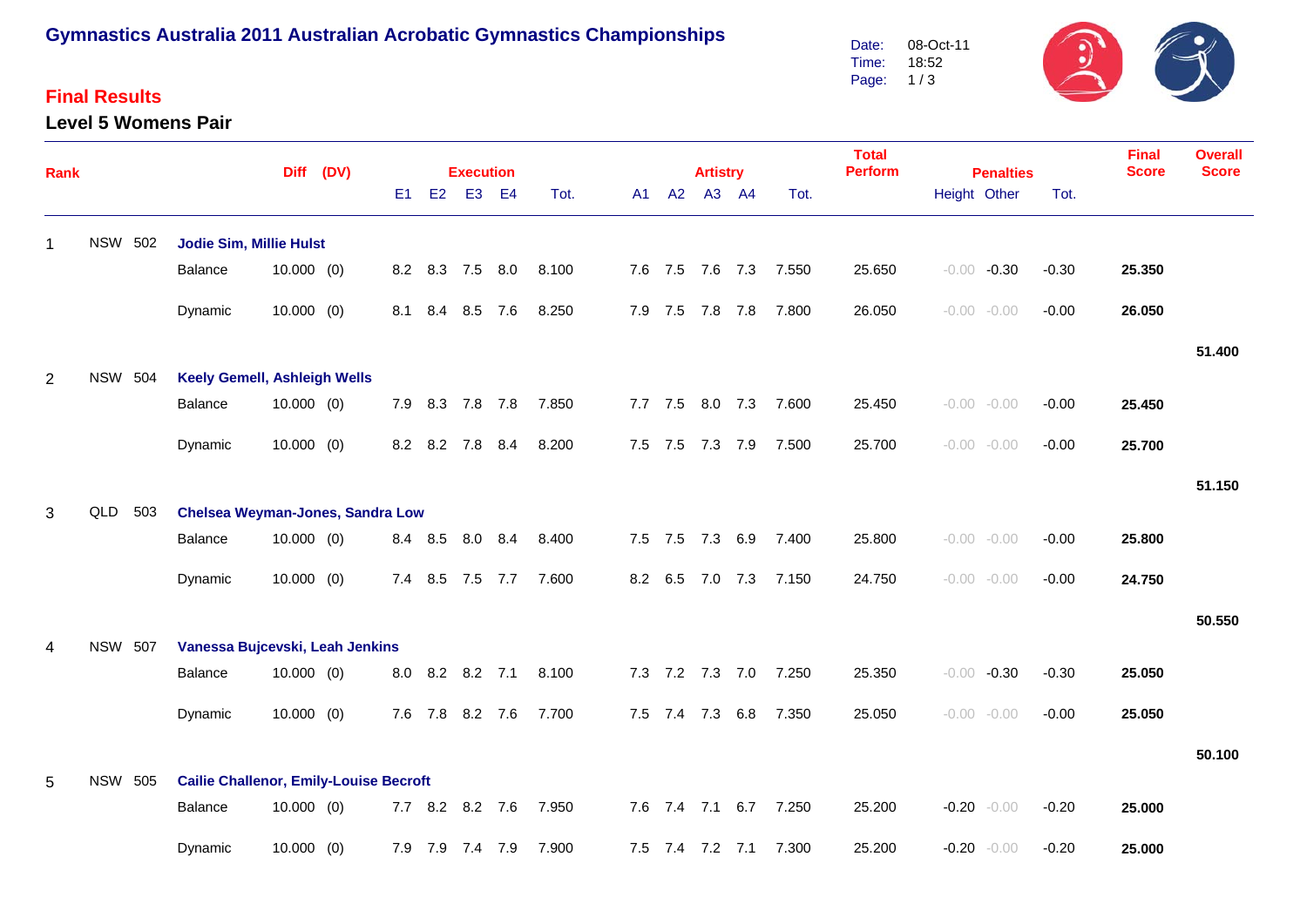# Gymnastics Australia 2011 Australian Acrobatic Gymnastics Championships

Date: 08-Oct-11
Time: 18:52

## Final Results

### Level 5 Womens Pair

| Rank | | | | Diff | (DV) | Execution | | | | | Artistry | | | | | Total Perform | Penalties | | | Final Score | Overall Score |
|---|---|---|---|---|---|---|---|---|---|---|---|---|---|---|---|---|---|---|---|---|---|
| | | | | | | E1 | E2 | E3 | E4 | Tot. | A1 | A2 | A3 | A4 | Tot. | | Height | Other | Tot. | | |
| 1 | NSW | 502 | **Jodie Sim, Millie Hulst** | | | | | | | | | | | | | | | | | | |
| | | | Balance | 10.000 | (0) | 8.2 | 8.3 | 7.5 | 8.0 | 8.100 | 7.6 | 7.5 | 7.6 | 7.3 | 7.550 | 25.650 | -0.00 | -0.30 | -0.30 | **25.350** | |
| | | | Dynamic | 10.000 | (0) | 8.1 | 8.4 | 8.5 | 7.6 | 8.250 | 7.9 | 7.5 | 7.8 | 7.8 | 7.800 | 26.050 | -0.00 | -0.00 | -0.00 | **26.050** | |
| | | | | | | | | | | | | | | | | | | | | | **51.400** |
| 2 | NSW | 504 | **Keely Gemell, Ashleigh Wells** | | | | | | | | | | | | | | | | | | |
| | | | Balance | 10.000 | (0) | 7.9 | 8.3 | 7.8 | 7.8 | 7.850 | 7.7 | 7.5 | 8.0 | 7.3 | 7.600 | 25.450 | -0.00 | -0.00 | -0.00 | **25.450** | |
| | | | Dynamic | 10.000 | (0) | 8.2 | 8.2 | 7.8 | 8.4 | 8.200 | 7.5 | 7.5 | 7.3 | 7.9 | 7.500 | 25.700 | -0.00 | -0.00 | -0.00 | **25.700** | |
| | | | | | | | | | | | | | | | | | | | | | **51.150** |
| 3 | QLD | 503 | **Chelsea Weyman-Jones, Sandra Low** | | | | | | | | | | | | | | | | | | |
| | | | Balance | 10.000 | (0) | 8.4 | 8.5 | 8.0 | 8.4 | 8.400 | 7.5 | 7.5 | 7.3 | 6.9 | 7.400 | 25.800 | -0.00 | -0.00 | -0.00 | **25.800** | |
| | | | Dynamic | 10.000 | (0) | 7.4 | 8.5 | 7.5 | 7.7 | 7.600 | 8.2 | 6.5 | 7.0 | 7.3 | 7.150 | 24.750 | -0.00 | -0.00 | -0.00 | **24.750** | |
| | | | | | | | | | | | | | | | | | | | | | **50.550** |
| 4 | NSW | 507 | **Vanessa Bujcevski, Leah Jenkins** | | | | | | | | | | | | | | | | | | |
| | | | Balance | 10.000 | (0) | 8.0 | 8.2 | 8.2 | 7.1 | 8.100 | 7.3 | 7.2 | 7.3 | 7.0 | 7.250 | 25.350 | -0.00 | -0.30 | -0.30 | **25.050** | |
| | | | Dynamic | 10.000 | (0) | 7.6 | 7.8 | 8.2 | 7.6 | 7.700 | 7.5 | 7.4 | 7.3 | 6.8 | 7.350 | 25.050 | -0.00 | -0.00 | -0.00 | **25.050** | |
| | | | | | | | | | | | | | | | | | | | | | **50.100** |
| 5 | NSW | 505 | **Cailie Challenor, Emily-Louise Becroft** | | | | | | | | | | | | | | | | | | |
| | | | Balance | 10.000 | (0) | 7.7 | 8.2 | 8.2 | 7.6 | 7.950 | 7.6 | 7.4 | 7.1 | 6.7 | 7.250 | 25.200 | -0.20 | -0.00 | -0.20 | **25.000** | |
| | | | Dynamic | 10.000 | (0) | 7.9 | 7.9 | 7.4 | 7.9 | 7.900 | 7.5 | 7.4 | 7.2 | 7.1 | 7.300 | 25.200 | -0.20 | -0.00 | -0.20 | **25.000** | |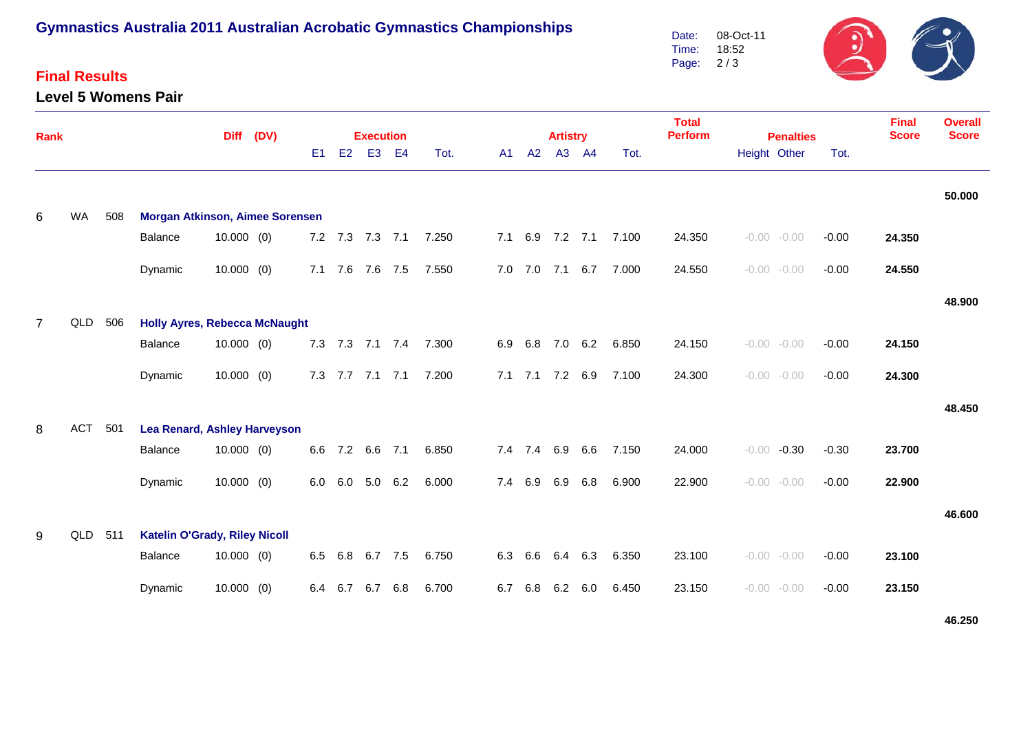# Gymnastics Australia 2011 Australian Acrobatic Gymnastics Championships

Date: 08-Oct-11
Time: 18:52

## Final Results

### Level 5 Womens Pair

| Rank | | | | Diff | (DV) | Execution E1 | E2 | E3 | E4 | Tot. | Artistry A1 | A2 | A3 | A4 | Tot. | Total Perform | Penalties Height | Other | Tot. | Final Score | Overall Score |
|---|---|---|---|---|---|---|---|---|---|---|---|---|---|---|---|---|---|---|---|---|---|
| | | | | | | | | | | | | | | | | | | | | | 50.000 |
| 6 | WA | 508 | **Morgan Atkinson, Aimee Sorensen** | | | | | | | | | | | | | | | | | | |
| | | | Balance | 10.000 | (0) | 7.2 | 7.3 | 7.3 | 7.1 | 7.250 | 7.1 | 6.9 | 7.2 | 7.1 | 7.100 | 24.350 | -0.00 | -0.00 | -0.00 | **24.350** | |
| | | | Dynamic | 10.000 | (0) | 7.1 | 7.6 | 7.6 | 7.5 | 7.550 | 7.0 | 7.0 | 7.1 | 6.7 | 7.000 | 24.550 | -0.00 | -0.00 | -0.00 | **24.550** | |
| | | | | | | | | | | | | | | | | | | | | | 48.900 |
| 7 | QLD | 506 | **Holly Ayres, Rebecca McNaught** | | | | | | | | | | | | | | | | | | |
| | | | Balance | 10.000 | (0) | 7.3 | 7.3 | 7.1 | 7.4 | 7.300 | 6.9 | 6.8 | 7.0 | 6.2 | 6.850 | 24.150 | -0.00 | -0.00 | -0.00 | **24.150** | |
| | | | Dynamic | 10.000 | (0) | 7.3 | 7.7 | 7.1 | 7.1 | 7.200 | 7.1 | 7.1 | 7.2 | 6.9 | 7.100 | 24.300 | -0.00 | -0.00 | -0.00 | **24.300** | |
| | | | | | | | | | | | | | | | | | | | | | 48.450 |
| 8 | ACT | 501 | **Lea Renard, Ashley Harveyson** | | | | | | | | | | | | | | | | | | |
| | | | Balance | 10.000 | (0) | 6.6 | 7.2 | 6.6 | 7.1 | 6.850 | 7.4 | 7.4 | 6.9 | 6.6 | 7.150 | 24.000 | -0.00 | -0.30 | -0.30 | **23.700** | |
| | | | Dynamic | 10.000 | (0) | 6.0 | 6.0 | 5.0 | 6.2 | 6.000 | 7.4 | 6.9 | 6.9 | 6.8 | 6.900 | 22.900 | -0.00 | -0.00 | -0.00 | **22.900** | |
| | | | | | | | | | | | | | | | | | | | | | 46.600 |
| 9 | QLD | 511 | **Katelin O'Grady, Riley Nicoll** | | | | | | | | | | | | | | | | | | |
| | | | Balance | 10.000 | (0) | 6.5 | 6.8 | 6.7 | 7.5 | 6.750 | 6.3 | 6.6 | 6.4 | 6.3 | 6.350 | 23.100 | -0.00 | -0.00 | -0.00 | **23.100** | |
| | | | Dynamic | 10.000 | (0) | 6.4 | 6.7 | 6.7 | 6.8 | 6.700 | 6.7 | 6.8 | 6.2 | 6.0 | 6.450 | 23.150 | -0.00 | -0.00 | -0.00 | **23.150** | |
| | | | | | | | | | | | | | | | | | | | | | 46.250 |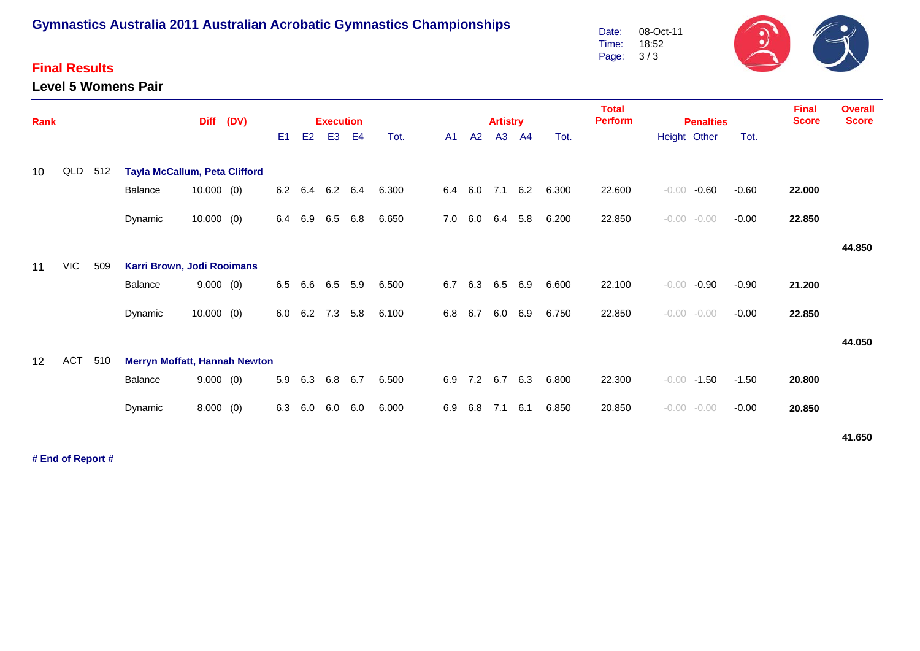# Gymnastics Australia 2011 Australian Acrobatic Gymnastics Championships

Date: 08-Oct-11
Time: 18:52

## Final Results

### Level 5 Womens Pair

| Rank | | | | Diff | (DV) | Execution E1 | E2 | E3 | E4 | Tot. | Artistry A1 | A2 | A3 | A4 | Tot. | Total Perform | Penalties Height | Other | Tot. | Final Score | Overall Score |
|---|---|---|---|---|---|---|---|---|---|---|---|---|---|---|---|---|---|---|---|---|---|
| 10 | QLD | 512 | **Tayla McCallum, Peta Clifford** | | | | | | | | | | | | | | | | | | |
| | | | Balance | 10.000 | (0) | 6.2 | 6.4 | 6.2 | 6.4 | 6.300 | 6.4 | 6.0 | 7.1 | 6.2 | 6.300 | 22.600 | -0.00 | -0.60 | -0.60 | **22.000** | |
| | | | Dynamic | 10.000 | (0) | 6.4 | 6.9 | 6.5 | 6.8 | 6.650 | 7.0 | 6.0 | 6.4 | 5.8 | 6.200 | 22.850 | -0.00 | -0.00 | -0.00 | **22.850** | |
| | | | | | | | | | | | | | | | | | | | | | **44.850** |
| 11 | VIC | 509 | **Karri Brown, Jodi Rooimans** | | | | | | | | | | | | | | | | | | |
| | | | Balance | 9.000 | (0) | 6.5 | 6.6 | 6.5 | 5.9 | 6.500 | 6.7 | 6.3 | 6.5 | 6.9 | 6.600 | 22.100 | -0.00 | -0.90 | -0.90 | **21.200** | |
| | | | Dynamic | 10.000 | (0) | 6.0 | 6.2 | 7.3 | 5.8 | 6.100 | 6.8 | 6.7 | 6.0 | 6.9 | 6.750 | 22.850 | -0.00 | -0.00 | -0.00 | **22.850** | |
| | | | | | | | | | | | | | | | | | | | | | **44.050** |
| 12 | ACT | 510 | **Merryn Moffatt, Hannah Newton** | | | | | | | | | | | | | | | | | | |
| | | | Balance | 9.000 | (0) | 5.9 | 6.3 | 6.8 | 6.7 | 6.500 | 6.9 | 7.2 | 6.7 | 6.3 | 6.800 | 22.300 | -0.00 | -1.50 | -1.50 | **20.800** | |
| | | | Dynamic | 8.000 | (0) | 6.3 | 6.0 | 6.0 | 6.0 | 6.000 | 6.9 | 6.8 | 7.1 | 6.1 | 6.850 | 20.850 | -0.00 | -0.00 | -0.00 | **20.850** | |
| | | | | | | | | | | | | | | | | | | | | | **41.650** |

**# End of Report #**